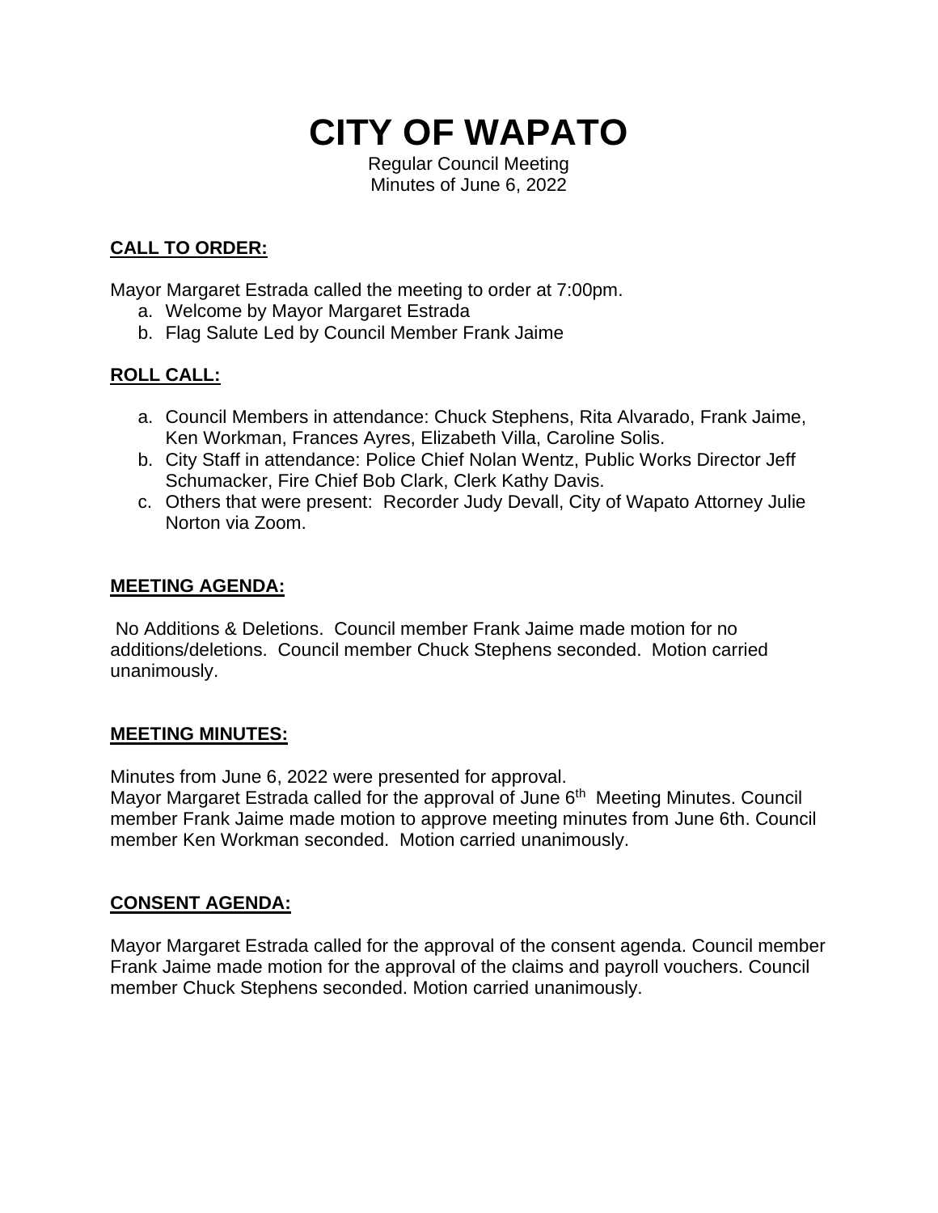# CITY OF WAPATO

Regular Council Meeting
Minutes of June 6, 2022

**CALL TO ORDER:**

Mayor Margaret Estrada called the meeting to order at 7:00pm.

a. Welcome by Mayor Margaret Estrada
b. Flag Salute Led by Council Member Frank Jaime

**ROLL CALL:**

a. Council Members in attendance: Chuck Stephens, Rita Alvarado, Frank Jaime, Ken Workman, Frances Ayres, Elizabeth Villa, Caroline Solis.
b. City Staff in attendance: Police Chief Nolan Wentz, Public Works Director Jeff Schumacker, Fire Chief Bob Clark, Clerk Kathy Davis.
c. Others that were present: Recorder Judy Devall, City of Wapato Attorney Julie Norton via Zoom.

**MEETING AGENDA:**

No Additions & Deletions. Council member Frank Jaime made motion for no additions/deletions. Council member Chuck Stephens seconded. Motion carried unanimously.

**MEETING MINUTES:**

Minutes from June 6, 2022 were presented for approval.
Mayor Margaret Estrada called for the approval of June 6th Meeting Minutes. Council member Frank Jaime made motion to approve meeting minutes from June 6th. Council member Ken Workman seconded. Motion carried unanimously.

**CONSENT AGENDA:**

Mayor Margaret Estrada called for the approval of the consent agenda. Council member Frank Jaime made motion for the approval of the claims and payroll vouchers. Council member Chuck Stephens seconded. Motion carried unanimously.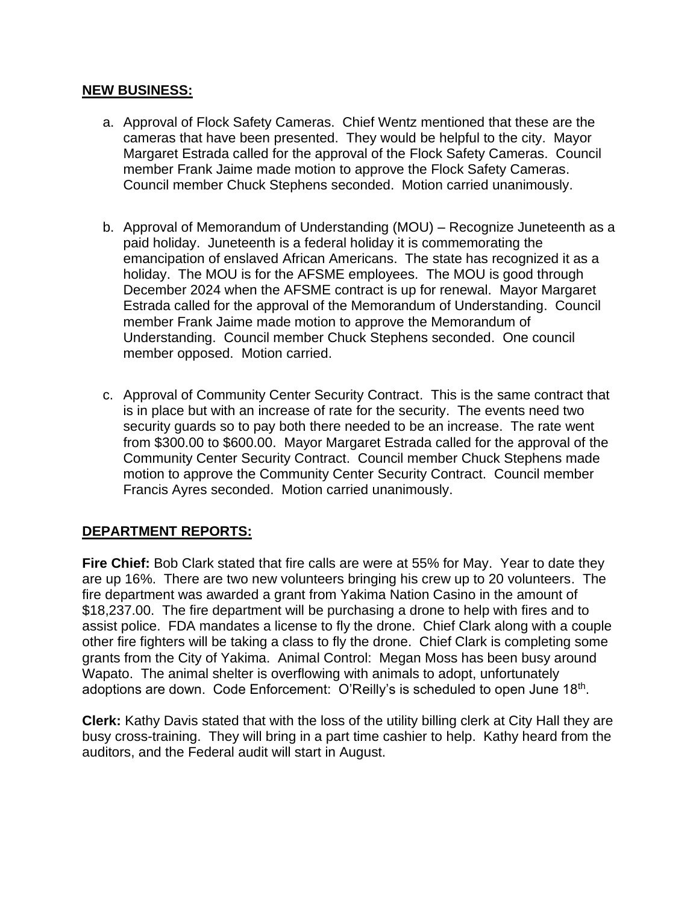## NEW BUSINESS:

a. Approval of Flock Safety Cameras. Chief Wentz mentioned that these are the cameras that have been presented. They would be helpful to the city. Mayor Margaret Estrada called for the approval of the Flock Safety Cameras. Council member Frank Jaime made motion to approve the Flock Safety Cameras. Council member Chuck Stephens seconded. Motion carried unanimously.

b. Approval of Memorandum of Understanding (MOU) – Recognize Juneteenth as a paid holiday. Juneteenth is a federal holiday it is commemorating the emancipation of enslaved African Americans. The state has recognized it as a holiday. The MOU is for the AFSME employees. The MOU is good through December 2024 when the AFSME contract is up for renewal. Mayor Margaret Estrada called for the approval of the Memorandum of Understanding. Council member Frank Jaime made motion to approve the Memorandum of Understanding. Council member Chuck Stephens seconded. One council member opposed. Motion carried.

c. Approval of Community Center Security Contract. This is the same contract that is in place but with an increase of rate for the security. The events need two security guards so to pay both there needed to be an increase. The rate went from $300.00 to $600.00. Mayor Margaret Estrada called for the approval of the Community Center Security Contract. Council member Chuck Stephens made motion to approve the Community Center Security Contract. Council member Francis Ayres seconded. Motion carried unanimously.

## DEPARTMENT REPORTS:

**Fire Chief:** Bob Clark stated that fire calls are were at 55% for May. Year to date they are up 16%. There are two new volunteers bringing his crew up to 20 volunteers. The fire department was awarded a grant from Yakima Nation Casino in the amount of $18,237.00. The fire department will be purchasing a drone to help with fires and to assist police. FDA mandates a license to fly the drone. Chief Clark along with a couple other fire fighters will be taking a class to fly the drone. Chief Clark is completing some grants from the City of Yakima. Animal Control: Megan Moss has been busy around Wapato. The animal shelter is overflowing with animals to adopt, unfortunately adoptions are down. Code Enforcement: O'Reilly's is scheduled to open June 18th.

**Clerk:** Kathy Davis stated that with the loss of the utility billing clerk at City Hall they are busy cross-training. They will bring in a part time cashier to help. Kathy heard from the auditors, and the Federal audit will start in August.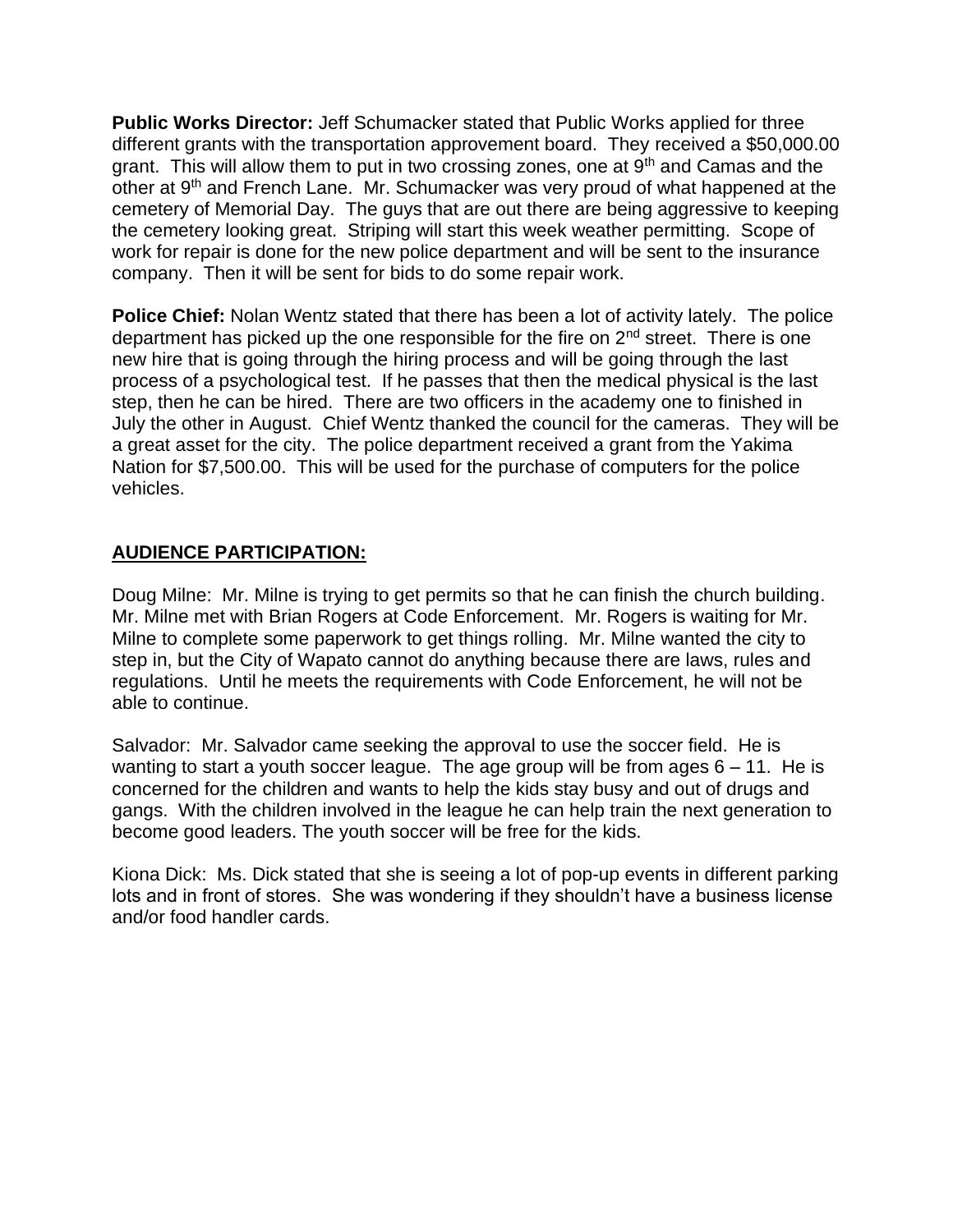**Public Works Director:** Jeff Schumacker stated that Public Works applied for three different grants with the transportation approvement board. They received a $50,000.00 grant. This will allow them to put in two crossing zones, one at 9th and Camas and the other at 9th and French Lane. Mr. Schumacker was very proud of what happened at the cemetery of Memorial Day. The guys that are out there are being aggressive to keeping the cemetery looking great. Striping will start this week weather permitting. Scope of work for repair is done for the new police department and will be sent to the insurance company. Then it will be sent for bids to do some repair work.

**Police Chief:** Nolan Wentz stated that there has been a lot of activity lately. The police department has picked up the one responsible for the fire on 2nd street. There is one new hire that is going through the hiring process and will be going through the last process of a psychological test. If he passes that then the medical physical is the last step, then he can be hired. There are two officers in the academy one to finished in July the other in August. Chief Wentz thanked the council for the cameras. They will be a great asset for the city. The police department received a grant from the Yakima Nation for $7,500.00. This will be used for the purchase of computers for the police vehicles.

## **AUDIENCE PARTICIPATION:**

Doug Milne: Mr. Milne is trying to get permits so that he can finish the church building. Mr. Milne met with Brian Rogers at Code Enforcement. Mr. Rogers is waiting for Mr. Milne to complete some paperwork to get things rolling. Mr. Milne wanted the city to step in, but the City of Wapato cannot do anything because there are laws, rules and regulations. Until he meets the requirements with Code Enforcement, he will not be able to continue.

Salvador: Mr. Salvador came seeking the approval to use the soccer field. He is wanting to start a youth soccer league. The age group will be from ages 6 – 11. He is concerned for the children and wants to help the kids stay busy and out of drugs and gangs. With the children involved in the league he can help train the next generation to become good leaders. The youth soccer will be free for the kids.

Kiona Dick: Ms. Dick stated that she is seeing a lot of pop-up events in different parking lots and in front of stores. She was wondering if they shouldn't have a business license and/or food handler cards.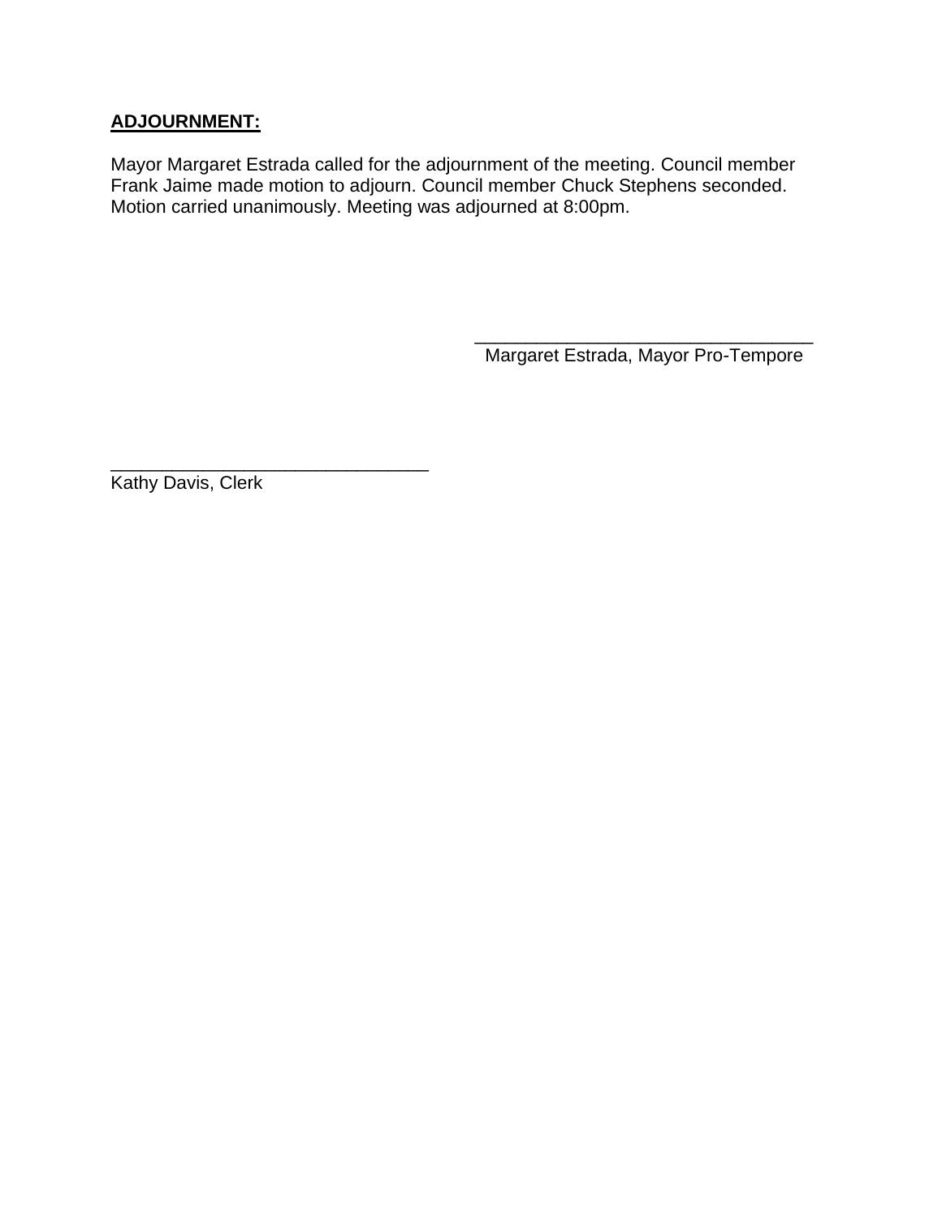**ADJOURNMENT:**

Mayor Margaret Estrada called for the adjournment of the meeting. Council member Frank Jaime made motion to adjourn. Council member Chuck Stephens seconded. Motion carried unanimously. Meeting was adjourned at 8:00pm.

\_\_\_\_\_\_\_\_\_\_\_\_\_\_\_\_\_\_\_\_\_\_\_\_\_\_\_\_\_\_\_\_\_\_\_
Margaret Estrada, Mayor Pro-Tempore

\_\_\_\_\_\_\_\_\_\_\_\_\_\_\_\_\_\_\_\_\_\_\_\_\_\_\_\_\_\_\_\_\_
Kathy Davis, Clerk